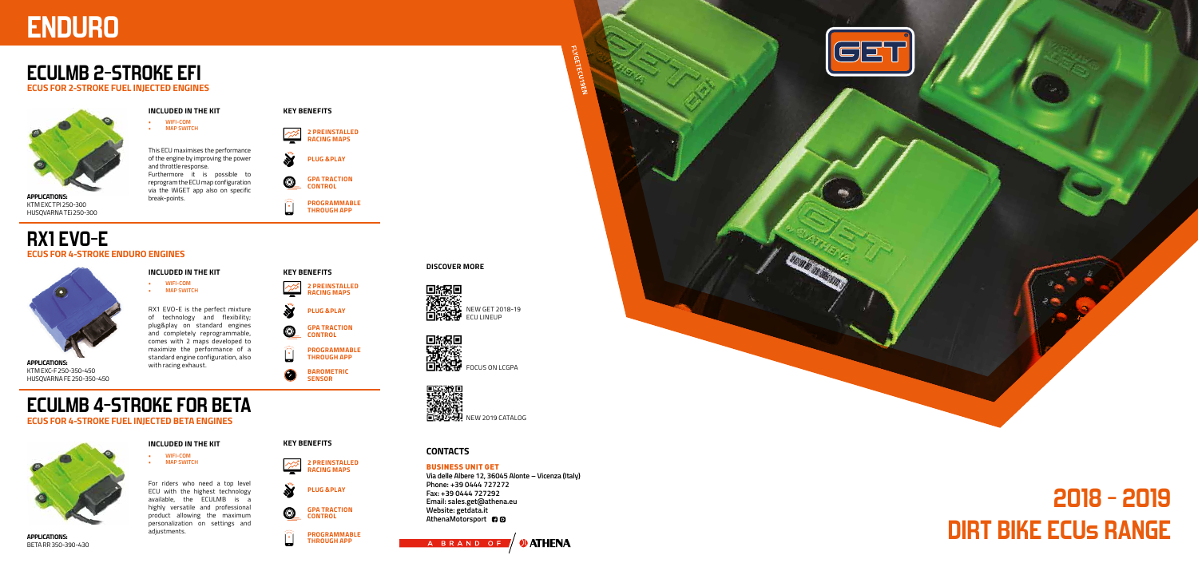# ENDURO

## ECULMB 2-STROKE EFI

### ECUS FOR 2-STROKE FUEL INJECTED ENGINES

**APPLICATIONS:**
KTM EXC TPI 250-300
HUSQVARNA TEi 250-300

**INCLUDED IN THE KIT**

- WIFI-COM
- MAP SWITCH

This ECU maximises the performance of the engine by improving the power and throttle response.
Furthermore it is possible to reprogram the ECU map configuration via the WiGET app also on specific break-points.

**KEY BENEFITS**

- 2 PREINSTALLED RACING MAPS
- PLUG & PLAY
- GPA TRACTION CONTROL
- PROGRAMMABLE THROUGH APP

## RX1 EVO-E

### ECUS FOR 4-STROKE ENDURO ENGINES

**APPLICATIONS:**
KTM EXC-F 250-350-450
HUSQVARNA FE 250-350-450

**INCLUDED IN THE KIT**

- WIFI-COM
- MAP SWITCH

RX1 EVO-E is the perfect mixture of technology and flexibility; plug&play on standard engines and completely reprogrammable, comes with 2 maps developed to maximize the performance of a standard engine configuration, also with racing exhaust.

**KEY BENEFITS**

- 2 PREINSTALLED RACING MAPS
- PLUG & PLAY
- GPA TRACTION CONTROL
- PROGRAMMABLE THROUGH APP
- BAROMETRIC SENSOR

## ECULMB 4-STROKE FOR BETA

### ECUS FOR 4-STROKE FUEL INJECTED BETA ENGINES

**APPLICATIONS:**
BETA RR 350-390-430

**INCLUDED IN THE KIT**

- WIFI-COM
- MAP SWITCH

For riders who need a top level ECU with the highest technology available, the ECULMB is a highly versatile and professional product allowing the maximum personalization on settings and adjustments.

**KEY BENEFITS**

- 2 PREINSTALLED RACING MAPS
- PLUG & PLAY
- GPA TRACTION CONTROL
- PROGRAMMABLE THROUGH APP

**DISCOVER MORE**

NEW GET 2018-19 ECU LINEUP

FOCUS ON LCGPA

NEW 2019 CATALOG

### CONTACTS

**BUSINESS UNIT GET**
Via delle Albere 12, 36045 Alonte – Vicenza (Italy)
Phone: +39 0444 727272
Fax: +39 0444 727292
Email: sales.get@athena.eu
Website: getdata.it
AthenaMotorsport

A BRAND OF ATHENA

FLYGETECU19EN

# 2018 - 2019 DIRT BIKE ECUs RANGE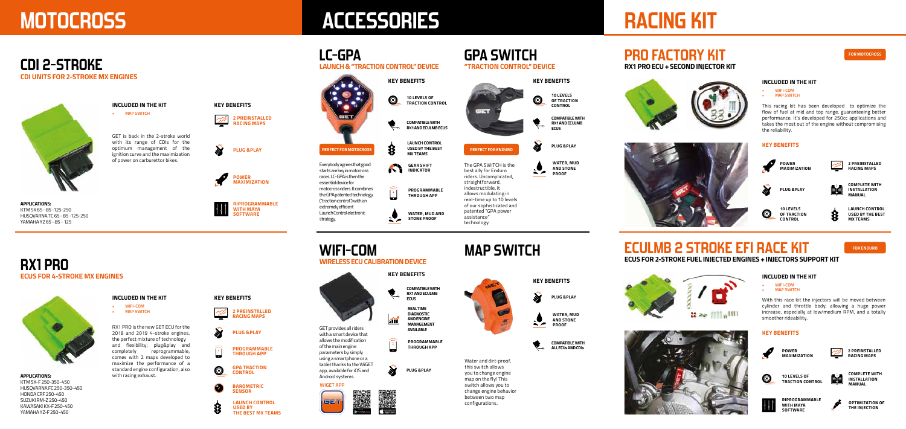# MOTOCROSS

## CDI 2-STROKE

### CDI UNITS FOR 2-STROKE MX ENGINES

#### INCLUDED IN THE KIT

- MAP SWITCH

GET is back in the 2-stroke world with its range of CDIs for the optimum management of the ignition curve and the maximization of power on carburettor bikes.

#### KEY BENEFITS

- 2 PREINSTALLED RACING MAPS
- PLUG &PLAY
- POWER MAXIMIZATION
- RIPROGRAMMABLE WITH MAYA SOFTWARE

**APPLICATIONS:**
KTM SX 65 - 85 -125-250
HUSQVARNA TC 65 - 85 -125-250
YAMAHA YZ 65 - 85 - 125

## RX1 PRO

### ECUS FOR 4-STROKE MX ENGINES

#### INCLUDED IN THE KIT

- WIFI-COM
- MAP SWITCH

RX1 PRO is the new GET ECU for the 2018 and 2019 4-stroke engines, the perfect mixture of technology and flexibility; plug&play and completely reprogrammable, comes with 2 maps developed to maximize the performance of a standard engine configuration, also with racing exhaust.

#### KEY BENEFITS

- 2 PREINSTALLED RACING MAPS
- PLUG &PLAY
- PROGRAMMABLE THROUGH APP
- GPA TRACTION CONTROL
- BAROMETRIC SENSOR
- LAUNCH CONTROL USED BY THE BEST MX TEAMS

**APPLICATIONS:**
KTM SX-F 250-350-450
HUSQVARNA FC 250-350-450
HONDA CRF 250-450
SUZUKI RM-Z 250-450
KAWASAKI KX-F 250-450
YAMAHA YZ-F 250-450

# ACCESSORIES

## LC-GPA

### LAUNCH & "TRACTION CONTROL" DEVICE

PERFECT FOR MOTOCROSS

Everybody agrees that good starts are key in motocross races. LC-GPA is then the essential device for motocross riders. It combines the GPA patented technology ("traction control") with an extremely efficient Launch Control electronic strategy.

#### KEY BENEFITS

- 10 LEVELS OF TRACTION CONTROL
- COMPATIBLE WITH RX1 AND ECULMB ECUS
- LAUNCH CONTROL USED BY THE BEST MX TEAMS
- GEAR SHIFT INDICATOR
- PROGRAMMABLE THROUGH APP
- WATER, MUD AND STONE PROOF

## GPA SWITCH

### "TRACTION CONTROL" DEVICE

PERFECT FOR ENDURO

The GPA SWITCH is the best ally for Enduro riders. Uncomplicated, straightforward, indestructible, it allows modulating in real-time up to 10 levels of our sophisticated and patented "GPA power assistance" technology.

#### KEY BENEFITS

- 10 LEVELS OF TRACTION CONTROL
- COMPATIBLE WITH RX1 AND ECULMB ECUS
- PLUG &PLAY
- WATER, MUD AND STONE PROOF

## WIFI-COM

### WIRELESS ECU CALIBRATION DEVICE

GET provides all riders with a smart device that allows the modification of the main engine parameters by simply using a smartphone or a tablet thanks to the WiGET app, available for iOS and Android systems.

WIGET APP

#### KEY BENEFITS

- COMPATIBLE WITH RX1 AND ECULMB ECUS
- REAL TIME DIAGNOSTIC AND ENGINE MANAGEMENT AVAILABLE
- PROGRAMMABLE THROUGH APP
- PLUG &PLAY

## MAP SWITCH

Water and dirt-proof, this switch allows you to change engine map on the fly! This switch allows you to change engine behavior between two map configurations.

#### KEY BENEFITS

- PLUG &PLAY
- WATER, MUD AND STONE PROOF
- COMPATIBLE WITH ALL ECUs AND CDIs

# RACING KIT

## PRO FACTORY KIT

FOR MOTOCROSS

### RX1 PRO ECU + SECOND INJECTOR KIT

#### INCLUDED IN THE KIT

- WIFI-COM
- MAP SWITCH

This racing kit has been developed to optimize the flow of fuel at mid and top range, guaranteeing better performance. It's developed for 250cc applications and takes the most out of the engine without compromising the reliability.

#### KEY BENEFITS

- POWER MAXIMIZATION
- 2 PREINSTALLED RACING MAPS
- PLUG &PLAY
- COMPLETE WITH INSTALLATION MANUAL
- 10 LEVELS OF TRACTION CONTROL
- LAUNCH CONTROL USED BY THE BEST MX TEAMS

## ECULMB 2 STROKE EFI RACE KIT

FOR ENDURO

### ECUS FOR 2-STROKE FUEL INJECTED ENGINES + INJECTORS SUPPORT KIT

#### INCLUDED IN THE KIT

- WIFI-COM
- MAP SWITCH

With this race kit the injectors will be moved between cylinder and throttle body, allowing a huge power increase, especially at low/medium RPM, and a totally smoother rideability.

#### KEY BENEFITS

- POWER MAXIMIZATION
- 2 PREINSTALLED RACING MAPS
- 10 LEVELS OF TRACTION CONTROL
- COMPLETE WITH INSTALLATION MANUAL
- RIPROGRAMMABLE WITH MAYA SOFTWARE
- OPTIMIZATION OF THE INJECTION